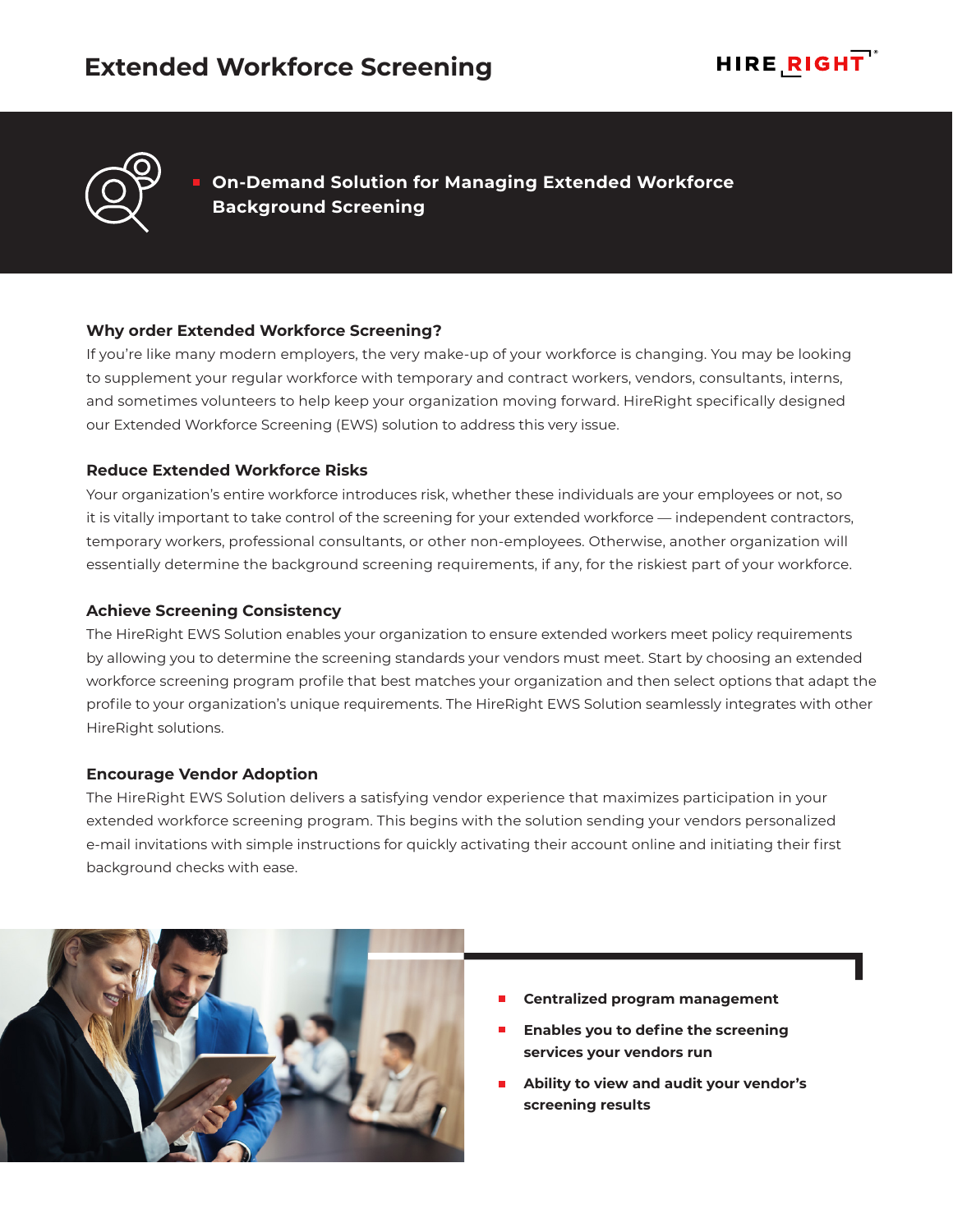# Extended Workforce Screening

## On-Demand Solution for Managing Extended Workforce Background Screening

### Why order Extended Workforce Screening?

If you're like many modern employers, the very make-up of your workforce is changing. You may be looking to supplement your regular workforce with temporary and contract workers, vendors, consultants, interns, and sometimes volunteers to help keep your organization moving forward. HireRight specifically designed our Extended Workforce Screening (EWS) solution to address this very issue.

### Reduce Extended Workforce Risks

Your organization's entire workforce introduces risk, whether these individuals are your employees or not, so it is vitally important to take control of the screening for your extended workforce — independent contractors, temporary workers, professional consultants, or other non-employees. Otherwise, another organization will essentially determine the background screening requirements, if any, for the riskiest part of your workforce.

### Achieve Screening Consistency

The HireRight EWS Solution enables your organization to ensure extended workers meet policy requirements by allowing you to determine the screening standards your vendors must meet. Start by choosing an extended workforce screening program profile that best matches your organization and then select options that adapt the profile to your organization's unique requirements. The HireRight EWS Solution seamlessly integrates with other HireRight solutions.

### Encourage Vendor Adoption

The HireRight EWS Solution delivers a satisfying vendor experience that maximizes participation in your extended workforce screening program. This begins with the solution sending your vendors personalized e-mail invitations with simple instructions for quickly activating their account online and initiating their first background checks with ease.

- **Centralized program management**
- **Enables you to define the screening services your vendors run**
- **Ability to view and audit your vendor's screening results**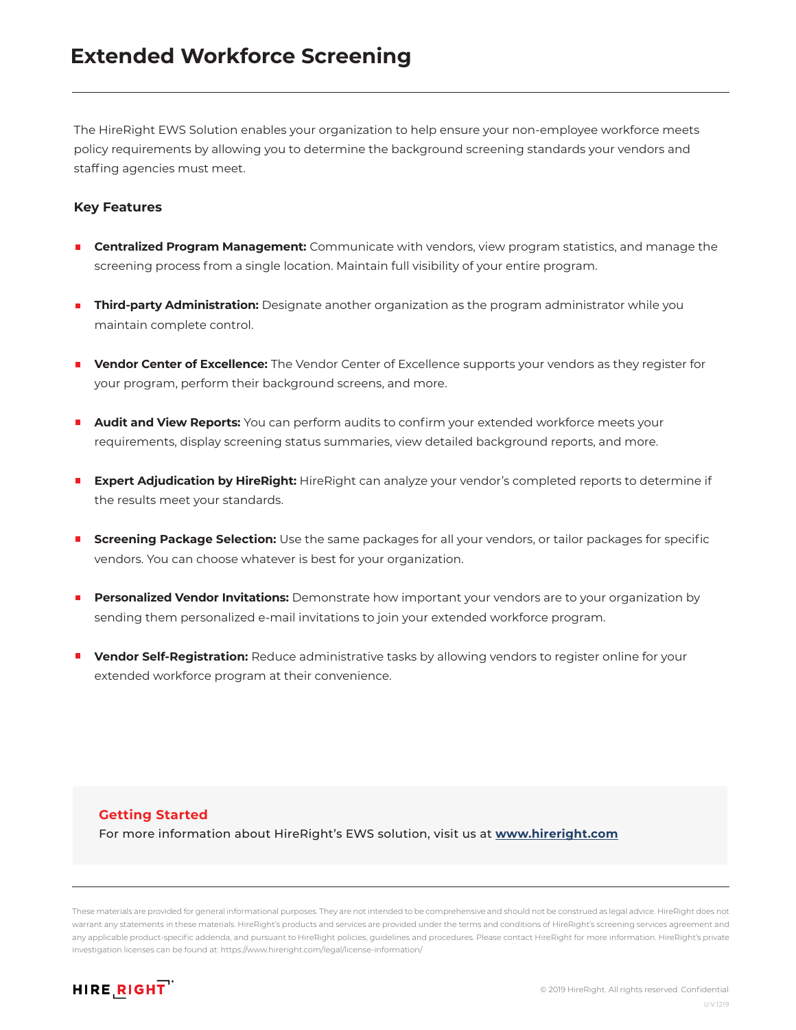# Extended Workforce Screening

The HireRight EWS Solution enables your organization to help ensure your non-employee workforce meets policy requirements by allowing you to determine the background screening standards your vendors and staffing agencies must meet.

### Key Features

- **Centralized Program Management:** Communicate with vendors, view program statistics, and manage the screening process from a single location. Maintain full visibility of your entire program.
- **Third-party Administration:** Designate another organization as the program administrator while you maintain complete control.
- **Vendor Center of Excellence:** The Vendor Center of Excellence supports your vendors as they register for your program, perform their background screens, and more.
- **Audit and View Reports:** You can perform audits to confirm your extended workforce meets your requirements, display screening status summaries, view detailed background reports, and more.
- **Expert Adjudication by HireRight:** HireRight can analyze your vendor's completed reports to determine if the results meet your standards.
- **Screening Package Selection:** Use the same packages for all your vendors, or tailor packages for specific vendors. You can choose whatever is best for your organization.
- **Personalized Vendor Invitations:** Demonstrate how important your vendors are to your organization by sending them personalized e-mail invitations to join your extended workforce program.
- **Vendor Self-Registration:** Reduce administrative tasks by allowing vendors to register online for your extended workforce program at their convenience.

**Getting Started**

For more information about HireRight's EWS solution, visit us at **www.hireright.com**

These materials are provided for general informational purposes. They are not intended to be comprehensive and should not be construed as legal advice. HireRight does not warrant any statements in these materials. HireRight's products and services are provided under the terms and conditions of HireRight's screening services agreement and any applicable product-specific addenda, and pursuant to HireRight policies, guidelines and procedures. Please contact HireRight for more information. HireRight's private investigation licenses can be found at: https://www.hireright.com/legal/license-information/

HIRERIGHT

© 2019 HireRight. All rights reserved. Confidential.

U.V.1219